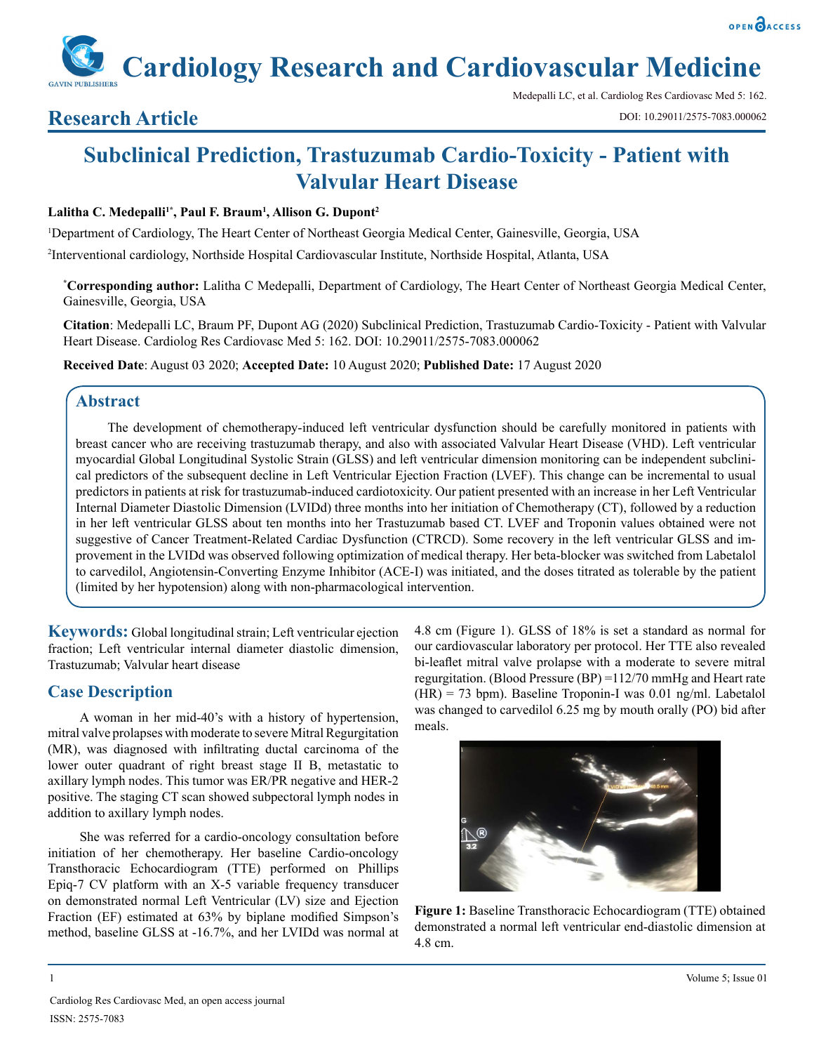# Subclinical Prediction, Trastuzumab Cardio-Toxicity - Patient with Valvular Heart Disease

**Lalitha C. Medepalli[1*], Paul F. Braum[1], Allison G. Dupont[2]**

[1]Department of Cardiology, The Heart Center of Northeast Georgia Medical Center, Gainesville, Georgia, USA

[2]Interventional cardiology, Northside Hospital Cardiovascular Institute, Northside Hospital, Atlanta, USA

[*]**Corresponding author:** Lalitha C Medepalli, Department of Cardiology, The Heart Center of Northeast Georgia Medical Center, Gainesville, Georgia, USA

**Citation**: Medepalli LC, Braum PF, Dupont AG (2020) Subclinical Prediction, Trastuzumab Cardio-Toxicity - Patient with Valvular Heart Disease. Cardiolog Res Cardiovasc Med 5: 162. DOI: 10.29011/2575-7083.000062

**Received Date**: August 03 2020; **Accepted Date:** 10 August 2020; **Published Date:** 17 August 2020

## Abstract

The development of chemotherapy-induced left ventricular dysfunction should be carefully monitored in patients with breast cancer who are receiving trastuzumab therapy, and also with associated Valvular Heart Disease (VHD). Left ventricular myocardial Global Longitudinal Systolic Strain (GLSS) and left ventricular dimension monitoring can be independent subclinical predictors of the subsequent decline in Left Ventricular Ejection Fraction (LVEF). This change can be incremental to usual predictors in patients at risk for trastuzumab-induced cardiotoxicity. Our patient presented with an increase in her Left Ventricular Internal Diameter Diastolic Dimension (LVIDd) three months into her initiation of Chemotherapy (CT), followed by a reduction in her left ventricular GLSS about ten months into her Trastuzumab based CT. LVEF and Troponin values obtained were not suggestive of Cancer Treatment-Related Cardiac Dysfunction (CTRCD). Some recovery in the left ventricular GLSS and improvement in the LVIDd was observed following optimization of medical therapy. Her beta-blocker was switched from Labetalol to carvedilol, Angiotensin-Converting Enzyme Inhibitor (ACE-I) was initiated, and the doses titrated as tolerable by the patient (limited by her hypotension) along with non-pharmacological intervention.

**Keywords:** Global longitudinal strain; Left ventricular ejection fraction; Left ventricular internal diameter diastolic dimension, Trastuzumab; Valvular heart disease

## Case Description

A woman in her mid-40's with a history of hypertension, mitral valve prolapses with moderate to severe Mitral Regurgitation (MR), was diagnosed with infiltrating ductal carcinoma of the lower outer quadrant of right breast stage II B, metastatic to axillary lymph nodes. This tumor was ER/PR negative and HER-2 positive. The staging CT scan showed subpectoral lymph nodes in addition to axillary lymph nodes.

She was referred for a cardio-oncology consultation before initiation of her chemotherapy. Her baseline Cardio-oncology Transthoracic Echocardiogram (TTE) performed on Phillips Epiq-7 CV platform with an X-5 variable frequency transducer on demonstrated normal Left Ventricular (LV) size and Ejection Fraction (EF) estimated at 63% by biplane modified Simpson's method, baseline GLSS at -16.7%, and her LVIDd was normal at 4.8 cm (Figure 1). GLSS of 18% is set a standard as normal for our cardiovascular laboratory per protocol. Her TTE also revealed bi-leaflet mitral valve prolapse with a moderate to severe mitral regurgitation. (Blood Pressure (BP) =112/70 mmHg and Heart rate (HR) = 73 bpm). Baseline Troponin-I was 0.01 ng/ml. Labetalol was changed to carvedilol 6.25 mg by mouth orally (PO) bid after meals.

**Figure 1:** Baseline Transthoracic Echocardiogram (TTE) obtained demonstrated a normal left ventricular end-diastolic dimension at 4.8 cm.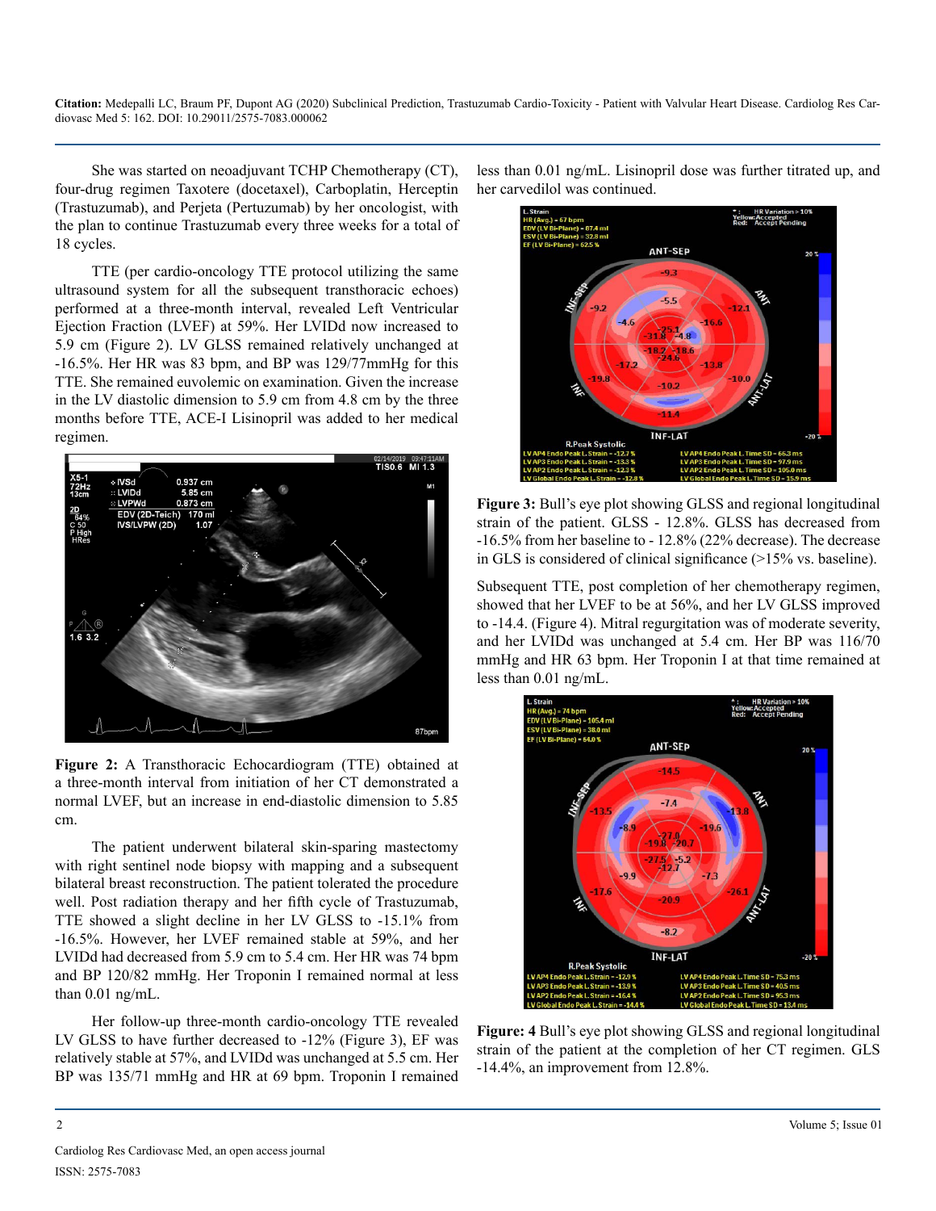She was started on neoadjuvant TCHP Chemotherapy (CT), four-drug regimen Taxotere (docetaxel), Carboplatin, Herceptin (Trastuzumab), and Perjeta (Pertuzumab) by her oncologist, with the plan to continue Trastuzumab every three weeks for a total of 18 cycles.

TTE (per cardio-oncology TTE protocol utilizing the same ultrasound system for all the subsequent transthoracic echoes) performed at a three-month interval, revealed Left Ventricular Ejection Fraction (LVEF) at 59%. Her LVIDd now increased to 5.9 cm (Figure 2). LV GLSS remained relatively unchanged at -16.5%. Her HR was 83 bpm, and BP was 129/77mmHg for this TTE. She remained euvolemic on examination. Given the increase in the LV diastolic dimension to 5.9 cm from 4.8 cm by the three months before TTE, ACE-I Lisinopril was added to her medical regimen.

**Figure 2:** A Transthoracic Echocardiogram (TTE) obtained at a three-month interval from initiation of her CT demonstrated a normal LVEF, but an increase in end-diastolic dimension to 5.85 cm.

The patient underwent bilateral skin-sparing mastectomy with right sentinel node biopsy with mapping and a subsequent bilateral breast reconstruction. The patient tolerated the procedure well. Post radiation therapy and her fifth cycle of Trastuzumab, TTE showed a slight decline in her LV GLSS to -15.1% from -16.5%. However, her LVEF remained stable at 59%, and her LVIDd had decreased from 5.9 cm to 5.4 cm. Her HR was 74 bpm and BP 120/82 mmHg. Her Troponin I remained normal at less than 0.01 ng/mL.

Her follow-up three-month cardio-oncology TTE revealed LV GLSS to have further decreased to -12% (Figure 3), EF was relatively stable at 57%, and LVIDd was unchanged at 5.5 cm. Her BP was 135/71 mmHg and HR at 69 bpm. Troponin I remained less than 0.01 ng/mL. Lisinopril dose was further titrated up, and her carvedilol was continued.

**Figure 3:** Bull's eye plot showing GLSS and regional longitudinal strain of the patient. GLSS - 12.8%. GLSS has decreased from -16.5% from her baseline to - 12.8% (22% decrease). The decrease in GLS is considered of clinical significance (>15% vs. baseline).

Subsequent TTE, post completion of her chemotherapy regimen, showed that her LVEF to be at 56%, and her LV GLSS improved to -14.4. (Figure 4). Mitral regurgitation was of moderate severity, and her LVIDd was unchanged at 5.4 cm. Her BP was 116/70 mmHg and HR 63 bpm. Her Troponin I at that time remained at less than 0.01 ng/mL.

**Figure: 4** Bull's eye plot showing GLSS and regional longitudinal strain of the patient at the completion of her CT regimen. GLS -14.4%, an improvement from 12.8%.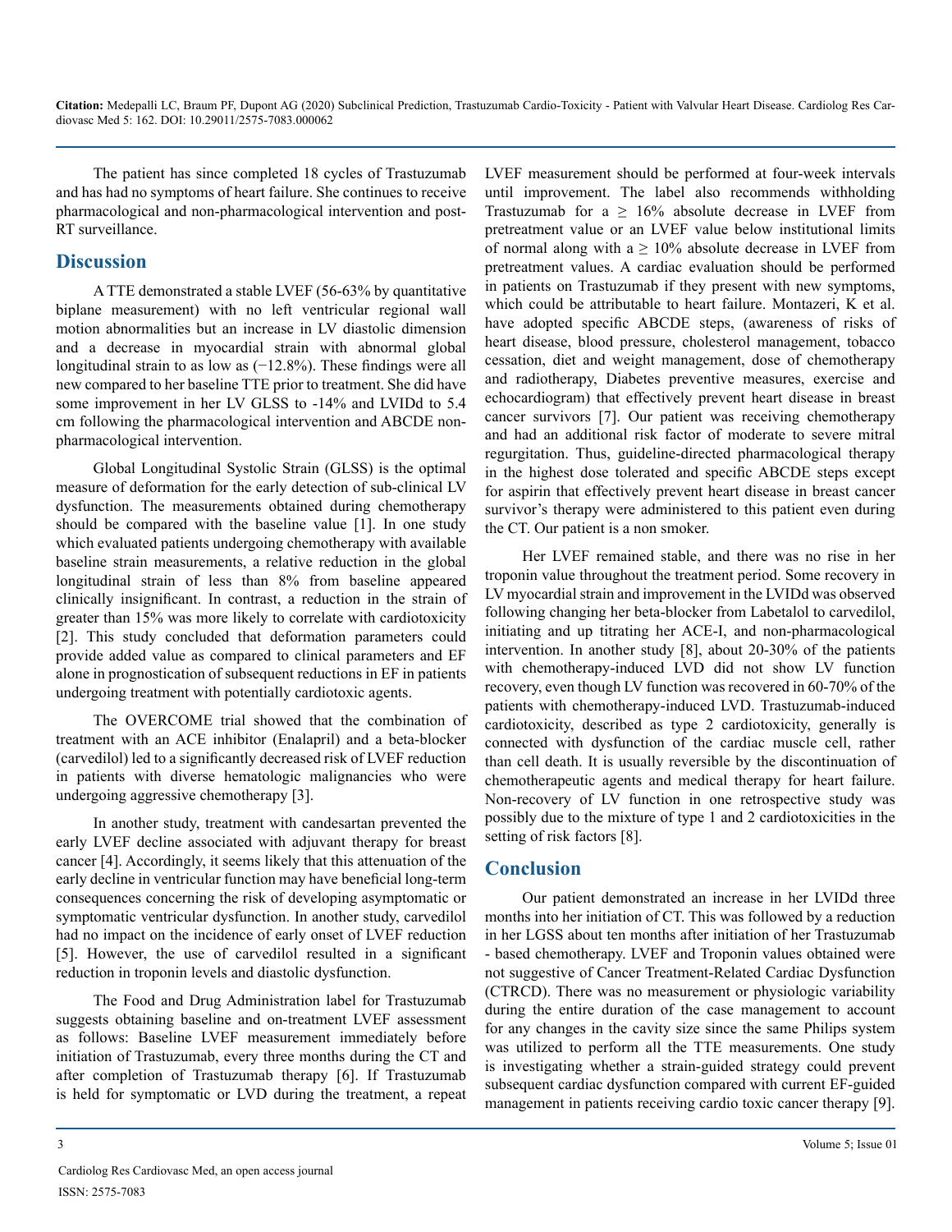The patient has since completed 18 cycles of Trastuzumab and has had no symptoms of heart failure. She continues to receive pharmacological and non-pharmacological intervention and post-RT surveillance.

## Discussion

A TTE demonstrated a stable LVEF (56-63% by quantitative biplane measurement) with no left ventricular regional wall motion abnormalities but an increase in LV diastolic dimension and a decrease in myocardial strain with abnormal global longitudinal strain to as low as (−12.8%). These findings were all new compared to her baseline TTE prior to treatment. She did have some improvement in her LV GLSS to -14% and LVIDd to 5.4 cm following the pharmacological intervention and ABCDE non-pharmacological intervention.

Global Longitudinal Systolic Strain (GLSS) is the optimal measure of deformation for the early detection of sub-clinical LV dysfunction. The measurements obtained during chemotherapy should be compared with the baseline value [1]. In one study which evaluated patients undergoing chemotherapy with available baseline strain measurements, a relative reduction in the global longitudinal strain of less than 8% from baseline appeared clinically insignificant. In contrast, a reduction in the strain of greater than 15% was more likely to correlate with cardiotoxicity [2]. This study concluded that deformation parameters could provide added value as compared to clinical parameters and EF alone in prognostication of subsequent reductions in EF in patients undergoing treatment with potentially cardiotoxic agents.

The OVERCOME trial showed that the combination of treatment with an ACE inhibitor (Enalapril) and a beta-blocker (carvedilol) led to a significantly decreased risk of LVEF reduction in patients with diverse hematologic malignancies who were undergoing aggressive chemotherapy [3].

In another study, treatment with candesartan prevented the early LVEF decline associated with adjuvant therapy for breast cancer [4]. Accordingly, it seems likely that this attenuation of the early decline in ventricular function may have beneficial long-term consequences concerning the risk of developing asymptomatic or symptomatic ventricular dysfunction. In another study, carvedilol had no impact on the incidence of early onset of LVEF reduction [5]. However, the use of carvedilol resulted in a significant reduction in troponin levels and diastolic dysfunction.

The Food and Drug Administration label for Trastuzumab suggests obtaining baseline and on-treatment LVEF assessment as follows: Baseline LVEF measurement immediately before initiation of Trastuzumab, every three months during the CT and after completion of Trastuzumab therapy [6]. If Trastuzumab is held for symptomatic or LVD during the treatment, a repeat LVEF measurement should be performed at four-week intervals until improvement. The label also recommends withholding Trastuzumab for a ≥ 16% absolute decrease in LVEF from pretreatment value or an LVEF value below institutional limits of normal along with a ≥ 10% absolute decrease in LVEF from pretreatment values. A cardiac evaluation should be performed in patients on Trastuzumab if they present with new symptoms, which could be attributable to heart failure. Montazeri, K et al. have adopted specific ABCDE steps, (awareness of risks of heart disease, blood pressure, cholesterol management, tobacco cessation, diet and weight management, dose of chemotherapy and radiotherapy, Diabetes preventive measures, exercise and echocardiogram) that effectively prevent heart disease in breast cancer survivors [7]. Our patient was receiving chemotherapy and had an additional risk factor of moderate to severe mitral regurgitation. Thus, guideline-directed pharmacological therapy in the highest dose tolerated and specific ABCDE steps except for aspirin that effectively prevent heart disease in breast cancer survivor's therapy were administered to this patient even during the CT. Our patient is a non smoker.

Her LVEF remained stable, and there was no rise in her troponin value throughout the treatment period. Some recovery in LV myocardial strain and improvement in the LVIDd was observed following changing her beta-blocker from Labetalol to carvedilol, initiating and up titrating her ACE-I, and non-pharmacological intervention. In another study [8], about 20-30% of the patients with chemotherapy-induced LVD did not show LV function recovery, even though LV function was recovered in 60-70% of the patients with chemotherapy-induced LVD. Trastuzumab-induced cardiotoxicity, described as type 2 cardiotoxicity, generally is connected with dysfunction of the cardiac muscle cell, rather than cell death. It is usually reversible by the discontinuation of chemotherapeutic agents and medical therapy for heart failure. Non-recovery of LV function in one retrospective study was possibly due to the mixture of type 1 and 2 cardiotoxicities in the setting of risk factors [8].

## Conclusion

Our patient demonstrated an increase in her LVIDd three months into her initiation of CT. This was followed by a reduction in her LGSS about ten months after initiation of her Trastuzumab - based chemotherapy. LVEF and Troponin values obtained were not suggestive of Cancer Treatment-Related Cardiac Dysfunction (CTRCD). There was no measurement or physiologic variability during the entire duration of the case management to account for any changes in the cavity size since the same Philips system was utilized to perform all the TTE measurements. One study is investigating whether a strain-guided strategy could prevent subsequent cardiac dysfunction compared with current EF-guided management in patients receiving cardio toxic cancer therapy [9].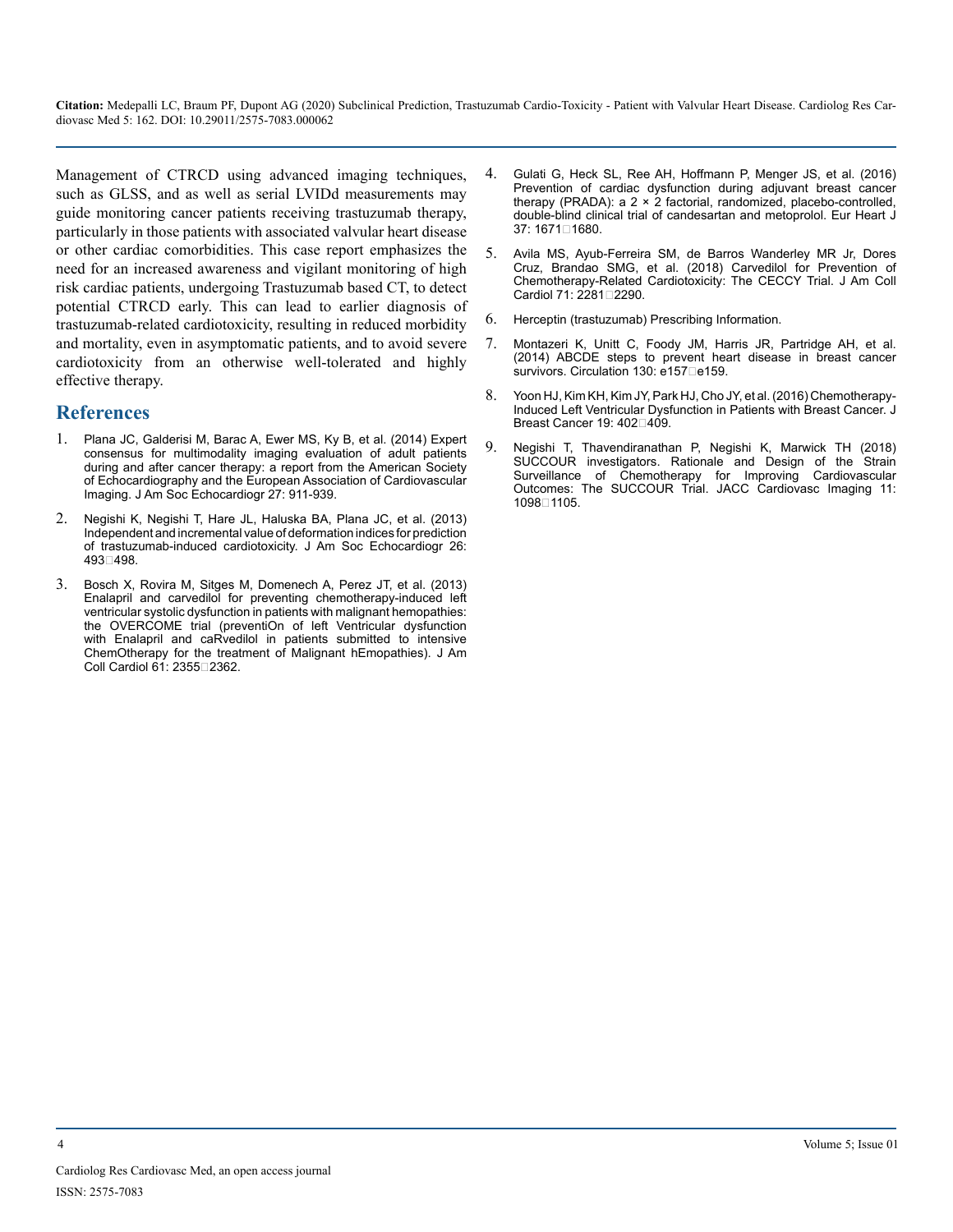Management of CTRCD using advanced imaging techniques, such as GLSS, and as well as serial LVIDd measurements may guide monitoring cancer patients receiving trastuzumab therapy, particularly in those patients with associated valvular heart disease or other cardiac comorbidities. This case report emphasizes the need for an increased awareness and vigilant monitoring of high risk cardiac patients, undergoing Trastuzumab based CT, to detect potential CTRCD early. This can lead to earlier diagnosis of trastuzumab-related cardiotoxicity, resulting in reduced morbidity and mortality, even in asymptomatic patients, and to avoid severe cardiotoxicity from an otherwise well-tolerated and highly effective therapy.

## References

1. Plana JC, Galderisi M, Barac A, Ewer MS, Ky B, et al. (2014) Expert consensus for multimodality imaging evaluation of adult patients during and after cancer therapy: a report from the American Society of Echocardiography and the European Association of Cardiovascular Imaging. J Am Soc Echocardiogr 27: 911-939.

2. Negishi K, Negishi T, Hare JL, Haluska BA, Plana JC, et al. (2013) Independent and incremental value of deformation indices for prediction of trastuzumab-induced cardiotoxicity. J Am Soc Echocardiogr 26: 493-498.

3. Bosch X, Rovira M, Sitges M, Domenech A, Perez JT, et al. (2013) Enalapril and carvedilol for preventing chemotherapy-induced left ventricular systolic dysfunction in patients with malignant hemopathies: the OVERCOME trial (preventiOn of left Ventricular dysfunction with Enalapril and caRvedilol in patients submitted to intensive ChemOtherapy for the treatment of Malignant hEmopathies). J Am Coll Cardiol 61: 2355-2362.

4. Gulati G, Heck SL, Ree AH, Hoffmann P, Menger JS, et al. (2016) Prevention of cardiac dysfunction during adjuvant breast cancer therapy (PRADA): a 2 × 2 factorial, randomized, placebo-controlled, double-blind clinical trial of candesartan and metoprolol. Eur Heart J 37: 1671-1680.

5. Avila MS, Ayub-Ferreira SM, de Barros Wanderley MR Jr, Dores Cruz, Brandao SMG, et al. (2018) Carvedilol for Prevention of Chemotherapy-Related Cardiotoxicity: The CECCY Trial. J Am Coll Cardiol 71: 2281-2290.

6. Herceptin (trastuzumab) Prescribing Information.

7. Montazeri K, Unitt C, Foody JM, Harris JR, Partridge AH, et al. (2014) ABCDE steps to prevent heart disease in breast cancer survivors. Circulation 130: e157-e159.

8. Yoon HJ, Kim KH, Kim JY, Park HJ, Cho JY, et al. (2016) Chemotherapy-Induced Left Ventricular Dysfunction in Patients with Breast Cancer. J Breast Cancer 19: 402-409.

9. Negishi T, Thavendiranathan P, Negishi K, Marwick TH (2018) SUCCOUR investigators. Rationale and Design of the Strain Surveillance of Chemotherapy for Improving Cardiovascular Outcomes: The SUCCOUR Trial. JACC Cardiovasc Imaging 11: 1098-1105.